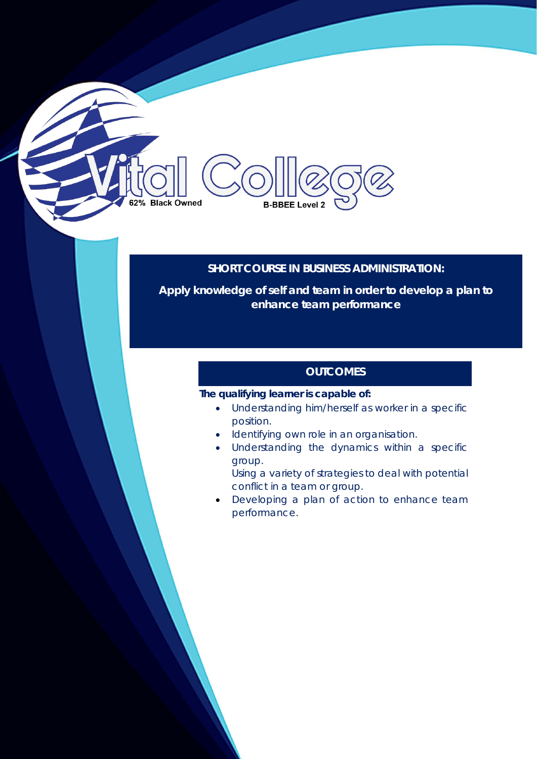Vital College

62% Black Owned

B-BBEE Level 2

# SHORT COURSE IN BUSINESS ADMINISTRATION:

## Apply knowledge of self and team in order to develop a plan to enhance team performance

### OUTCOMES

**The qualifying learner is capable of:**

- Understanding him/herself as worker in a specific position.
- Identifying own role in an organisation.
- Understanding the dynamics within a specific group.
  Using a variety of strategies to deal with potential conflict in a team or group.
- Developing a plan of action to enhance team performance.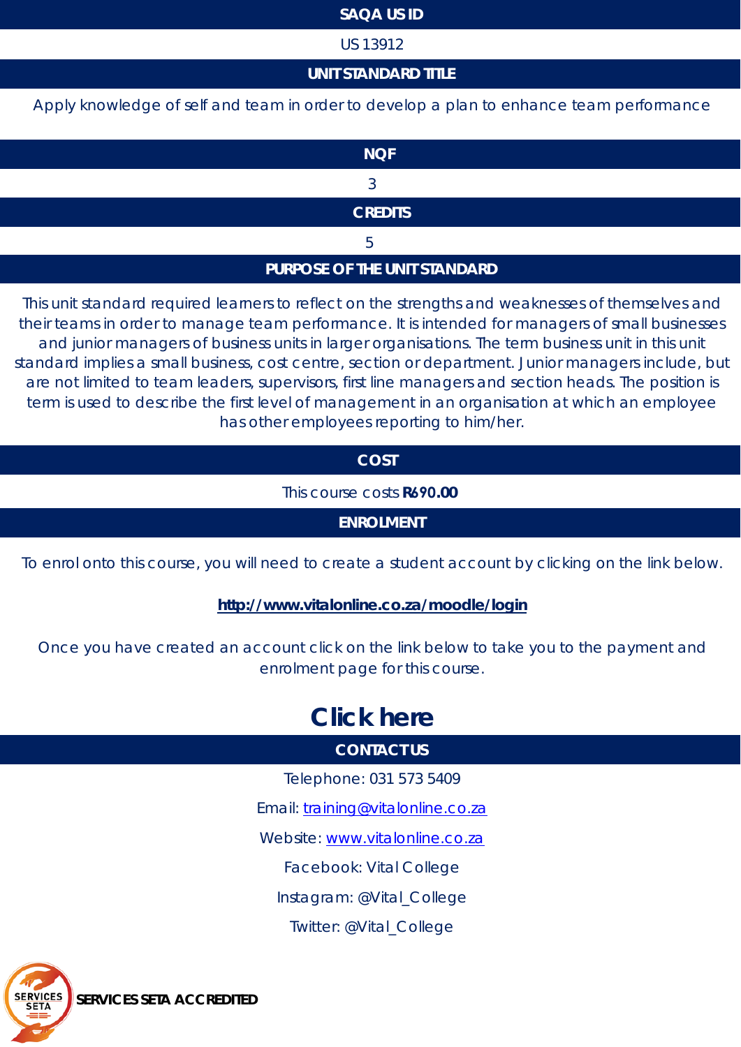## SAQA US ID

US 13912

## UNIT STANDARD TITLE

Apply knowledge of self and team in order to develop a plan to enhance team performance

## NQF

3

## CREDITS

5

## PURPOSE OF THE UNIT STANDARD

This unit standard required learners to reflect on the strengths and weaknesses of themselves and their teams in order to manage team performance. It is intended for managers of small businesses and junior managers of business units in larger organisations. The term business unit in this unit standard implies a small business, cost centre, section or department. Junior managers include, but are not limited to team leaders, supervisors, first line managers and section heads. The position is term is used to describe the first level of management in an organisation at which an employee has other employees reporting to him/her.

## COST

This course costs **R690.00**

## ENROLMENT

To enrol onto this course, you will need to create a student account by clicking on the link below.

**http://www.vitalonline.co.za/moodle/login**

Once you have created an account click on the link below to take you to the payment and enrolment page for this course.

# Click here

## CONTACT US

Telephone: 031 573 5409

Email: training@vitalonline.co.za

Website: www.vitalonline.co.za

Facebook: Vital College

Instagram: @Vital_College

Twitter: @Vital_College

**SERVICES SETA ACCREDITED**